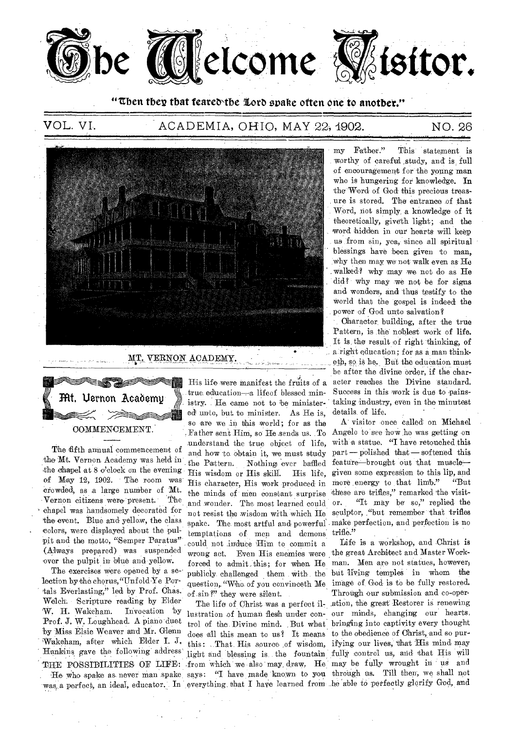# The Welcome Visitor.

"Then they that feared the Lord spake often one to another."

VOL. VI. ACADEMIA, OHIO, MAY 22, 1902. NO. 26

MT. VERNON ACADEMY.

## Mt. Vernon Academy

### COMMENCEMENT.

The fifth annual commencement of the Mt. Vernon Academy was held in the chapel at 8 o'clock on the evening of May 12, 1902. The room was crowded, as a large number of Mt. Vernon citizens were present. The chapel was handsomely decorated for the event. Blue and yellow, the class colors, were displayed about the pulpit and the motto, "Semper Paratus" (Always prepared) was suspended over the pulpit in blue and yellow.

The exercises were opened by a selection by the chorus, "Unfold Ye Portals Everlasting," led by Prof. Chas. Welch. Scripture reading by Elder W. H. Wakeham. Invocation by Prof. J. W. Loughhead. A piano duet by Miss Elsie Weaver and Mr. Glenn Wakeham, after which Elder I. J. Hankins gave the following address:

THE POSSIBILITIES OF LIFE: He who spake as never man spake was a perfect, an ideal, educator. In His life were manifest the fruits of a true education—a lifeof blessed ministry. He came not to be ministered unto, but to minister. As He is, so are we in this world; for as the Father sent Him, so He sends us. To understand the true object of life, and how to obtain it, we must study the Pattern. Nothing ever baffled His wisdom or His skill. His life, His character, His work produced in the minds of men constant surprise and wonder. The most learned could not resist the wisdom with which He spake. The most artful and powerful temptations of men and demons could not induce Him to commit a wrong act. Even His enemies were forced to admit this; for when He publicly challenged them with the question, "Who of you convinceth Me of sin?" they were silent.

The life of Christ was a perfect illustration of human flesh under control of the Divine mind. But what does all this mean to us? It means this: That His source of wisdom, light and blessing is the fountain from which we also may draw. He says: "I have made known to you everything that I have learned from my Father." This statement is worthy of careful study, and is full of encouragement for the young man who is hungering for knowledge. In the Word of God this precious treasure is stored. The entrance of that Word, not simply a knowledge of it theoretically, giveth light; and the word hidden in our hearts will keep us from sin, yea, since all spiritual blessings have been given to man, why then may we not walk even as He walked? why may we not do as He did? why may we not be for signs and wonders, and thus testify to the world that the gospel is indeed the power of God unto salvation?

Character building, after the true Pattern, is the noblest work of life. It is the result of right thinking, of a right education; for as a man thinketh, so is he. But the education must be after the divine order, if the character reaches the Divine standard. Success in this work is due to painstaking industry, even in the minutest details of life.

A visitor once called on Michael Angelo to see how he was getting on with a statue. "I have retouched this part — polished that — softened this feature—brought out that muscle—given some expression to this lip, and more energy to that limb." "But these are trifles," remarked the visitor. "It may be so," replied the sculptor, "but remember that trifles make perfection, and perfection is no trifle."

Life is a workshop, and Christ is the great Architect and Master Workman. Men are not statues, however, but living temples in whom the image of God is to be fully restored. Through our submission and co-operation, the great Restorer is renewing our minds, changing our hearts, bringing into captivity every thought to the obedience of Christ, and so purifying our lives, that His mind may fully control us, and that His will may be fully wrought in us and through us. Till then, we shall not be able to perfectly glorify God, and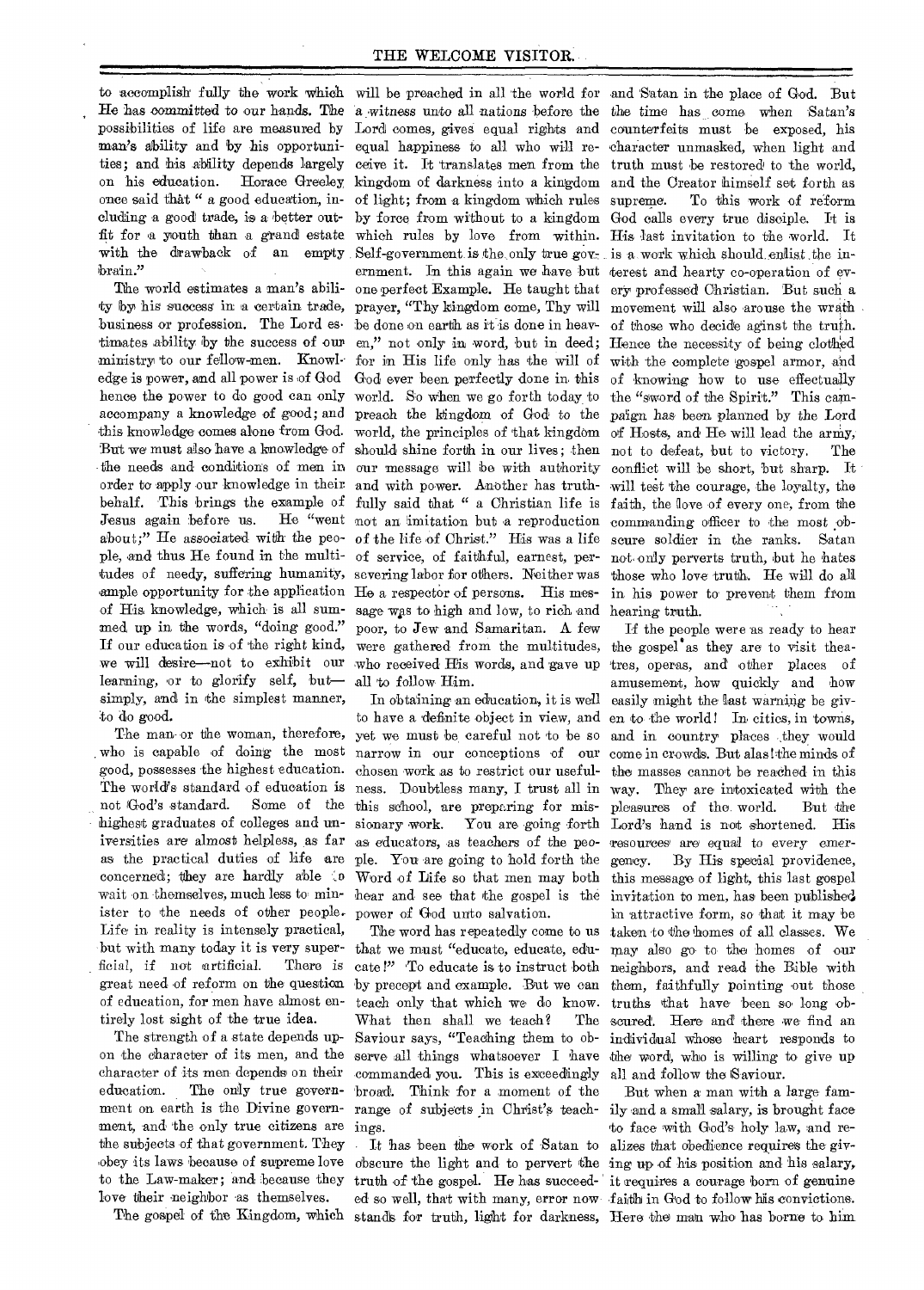to accomplish fully the work which He has committed to our hands. The possibilities of life are measured by man's ability and by his opportunities; and his ability depends largely on his education. Horace Greeley once said that "a good education, including a good trade, is a better outfit for a youth than a grand estate with the drawback of an empty brain."

The world estimates a man's ability by his success in a certain trade, business or profession. The Lord estimates ability by the success of our ministry to our fellow-men. Knowledge is power, and all power is of God hence the power to do good can only accompany a knowledge of good; and this knowledge comes alone from God. But we must also have a knowledge of the needs and conditions of men in order to apply our knowledge in their behalf. This brings the example of Jesus again before us. He "went about;" He associated with the people, and thus He found in the multitudes of needy, suffering humanity, ample opportunity for the application of His knowledge, which is all summed up in the words, "doing good." If our education is of the right kind, we will desire—not to exhibit our learning, or to glorify self, but—simply, and in the simplest manner, to do good.

The man or the woman, therefore, who is capable of doing the most good, possesses the highest education. The world's standard of education is not God's standard. Some of the highest graduates of colleges and universities are almost helpless, as far as the practical duties of life are concerned; they are hardly able to wait on themselves, much less to minister to the needs of other people. Life in reality is intensely practical, but with many today it is very superficial, if not artificial. There is great need of reform on the question of education, for men have almost entirely lost sight of the true idea.

The strength of a state depends upon the character of its men, and the character of its men depends on their education. The only true government on earth is the Divine government, and the only true citizens are the subjects of that government. They obey its laws because of supreme love to the Law-maker; and because they love their neighbor as themselves.

The gospel of the Kingdom, which will be preached in all the world for a witness unto all nations before the Lord comes, gives equal rights and equal happiness to all who will receive it. It translates men from the kingdom of darkness into a kingdom of light; from a kingdom which rules by force from without to a kingdom which rules by love from within. Self-government is the only true government. In this again we have but one perfect Example. He taught that prayer, "Thy kingdom come, Thy will be done on earth as it is done in heaven," not only in word, but in deed; for in His life only has the will of God ever been perfectly done in this world. So when we go forth today to preach the kingdom of God to the world, the principles of that kingdom should shine forth in our lives; then our message will be with authority and with power. Another has truthfully said that "a Christian life is not an imitation but a reproduction of the life of Christ." His was a life of service, of faithful, earnest, persevering labor for others. Neither was He a respector of persons. His message was to high and low, to rich and poor, to Jew and Samaritan. A few were gathered from the multitudes, who received His words, and gave up all to follow Him.

In obtaining an education, it is well to have a definite object in view, and yet we must be careful not to be so narrow in our conceptions of our chosen work as to restrict our usefulness. Doubtless many, I trust all in this school, are preparing for missionary work. You are going forth as educators, as teachers of the people. You are going to hold forth the Word of Life so that men may both hear and see that the gospel is the power of God unto salvation.

The word has repeatedly come to us that we must "educate, educate, educate!" To educate is to instruct both by precept and example. But we can teach only that which we do know. What then shall we teach? The Saviour says, "Teaching them to observe all things whatsoever I have commanded you. This is exceedingly broad. Think for a moment of the range of subjects in Christ's teachings.

It has been the work of Satan to obscure the light and to pervert the truth of the gospel. He has succeeded so well, that with many, error now stands for truth, light for darkness, and Satan in the place of God. But the time has come when Satan's counterfeits must be exposed, his character unmasked, when light and truth must be restored to the world, and the Creator himself set forth as supreme. To this work of reform God calls every true disciple. It is His last invitation to the world. It is a work which should enlist the interest and hearty co-operation of every professed Christian. But such a movement will also arouse the wrath of those who decide aginst the truth. Hence the necessity of being clothed with the complete gospel armor, and of knowing how to use effectually the "sword of the Spirit." This campaign has been planned by the Lord of Hosts, and He will lead the army, not to defeat, but to victory. The conflict will be short, but sharp. It will test the courage, the loyalty, the faith, the love of every one, from the commanding officer to the most obscure soldier in the ranks. Satan not only perverts truth, but he hates those who love truth. He will do all in his power to prevent them from hearing truth.

If the people were as ready to hear the gospel as they are to visit theatres, operas, and other places of amusement, how quickly and how easily might the last warning be given to the world! In cities, in towns, and in country places they would come in crowds. But alas! the minds of the masses cannot be reached in this way. They are intoxicated with the pleasures of the world. But the Lord's hand is not shortened. His resources are equal to every emergency. By His special providence, this message of light, this last gospel invitation to men, has been published in attractive form, so that it may be taken to the homes of all classes. We may also go to the homes of our neighbors, and read the Bible with them, faithfully pointing out those truths that have been so long obscured. Here and there we find an individual whose heart responds to the word, who is willing to give up all and follow the Saviour.

But when a man with a large family and a small salary, is brought face to face with God's holy law, and realizes that obedience requires the giving up of his position and his salary, it requires a courage born of genuine faith in God to follow his convictions. Here the man who has borne to him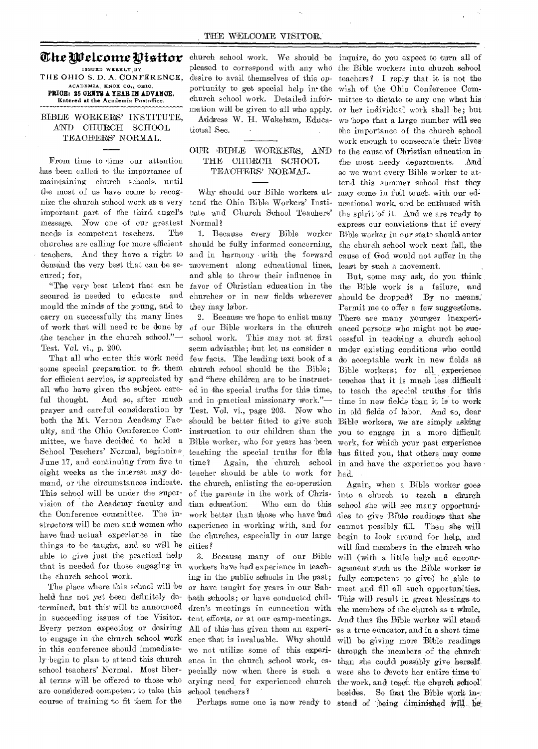# The Welcome Visitor

ISSUED WEEKLY BY
THE OHIO S. D. A. CONFERENCE,
ACADEMIA, KNOX CO., OHIO.
**PRICE: 25 CENTS A YEAR IN ADVANCE.**
Entered at the Academia Postoffice.

## BIBLE WORKERS' INSTITUTE, AND CHURCH SCHOOL TEACHERS' NORMAL.

From time to time our attention has been called to the importance of maintaining church schools, until the most of us have come to recognize the church school work as a very important part of the third angel's message. Now one of our greatest needs is competent teachers. The churches are calling for more efficient teachers. And they have a right to demand the very best that can be secured; for,

"The very best talent that can be secured is needed to educate and mould the minds of the young, and to carry on successfully the many lines of work that will need to be done by the teacher in the church school."—Test. Vol. vi., p. 200.

That all who enter this work need some special preparation to fit them for efficient service, is appreciated by all who have given the subject careful thought. And so, after much prayer and careful consideration by both the Mt. Vernon Academy Faculty, and the Ohio Conference Committee, we have decided to hold a School Teachers' Normal, beginning June 17, and continuing from five to eight weeks as the interest may demand, or the circumstances indicate. This school will be under the supervision of the Academy faculty and the Conference committee. The instructors will be men and women who have had actual experience in the things to be taught, and so will be able to give just the practical help that is needed for those engaging in the church school work.

The place where this school will be held has not yet been definitely determined, but this will be announced in succeeding issues of the Visitor. Every person expecting or desiring to engage in the church school work in this conference should immediately begin to plan to attend this church school teachers' Normal. Most liberal terms will be offered to those who are considered competent to take this course of training to fit them for the church school work. We should be pleased to correspond with any who desire to avail themselves of this opportunity to get special help in the church school work. Detailed information will be given to all who apply.

Address W. H. Wakeham, Educational Sec.

## OUR BIBLE WORKERS, AND THE CHURCH SCHOOL TEACHERS' NORMAL.

Why should our Bible workers attend the Ohio Bible Workers' Institute and Church School Teachers' Normal?

1. Because every Bible worker should be fully informed concerning, and in harmony with the forward movement along educational lines, and able to throw their influence in favor of Christian education in the churches or in new fields wherever they may labor.

2. Because we hope to enlist many of our Bible workers in the church school work. This may not at first seem advisable; but let us consider a few facts. The leading text book of a church school should be the Bible; and "here children are to be instructed in the special truths for this time, and in practical missionary work."—Test. Vol. vi., page 203. Now who should be better fitted to give such instruction to our children than the Bible worker, who for years has been teaching the special truths for this time? Again, the church school teacher should be able to work for the church, enlisting the co-operation of the parents in the work of Christian education. Who can do this work better than those who have had experience in working with, and for the churches, especially in our large cities?

3. Because many of our Bible workers have had experience in teaching in the public schools in the past; or have taught for years in our Sabbath schools; or have conducted children's meetings in connection with tent efforts, or at our camp-meetings. All of this has given them an experience that is invaluable. Why should we not utilize some of this experience in the church school work, especially now when there is such a crying need for experienced church school teachers?

Perhaps some one is now ready to inquire, do you expect to turn all of the Bible workers into church school teachers? I reply that it is not the wish of the Ohio Conference Committee to dictate to any one what his or her individual work shall be; but we hope that a large number will see the importance of the church school work enough to consecrate their lives to the cause of Christian education in the most needy departments. And so we want every Bible worker to attend this summer school that they may come in full touch with our educational work, and be enthused with the spirit of it. And we are ready to express our convictions that if every Bible worker in our state should enter the church school work next fall, the cause of God would not suffer in the least by such a movement.

But, some may ask, do you think the Bible work is a failure, and should be dropped? By no means. Permit me to offer a few suggestions. There are many younger inexperienced persons who might not be successful in teaching a church school under existing conditions who could do acceptable work in new fields as Bible workers; for all experience teaches that it is much less difficult to teach the special truths for this time in new fields than it is to work in old fields of labor. And so, dear Bible workers, we are simply asking you to engage in a more difficult work, for which your past experience has fitted you, that others may come in and have the experience you have had.

Again, when a Bible worker goes into a church to teach a church school she will see many opportunities to give Bible readings that she cannot possibly fill. Then she will begin to look around for help, and will find members in the church who will (with a little help and encouragement such as the Bible worker is fully competent to give) be able to meet and fill all such opportunities. This will result in great blessings to the members of the church as a whole. And thus the Bible worker will stand as a true educator, and in a short time will be giving more Bible readings through the members of the church than she could possibly give herself were she to devote her entire time to the work, and teach the church school besides. So that the Bible work instead of being diminished will be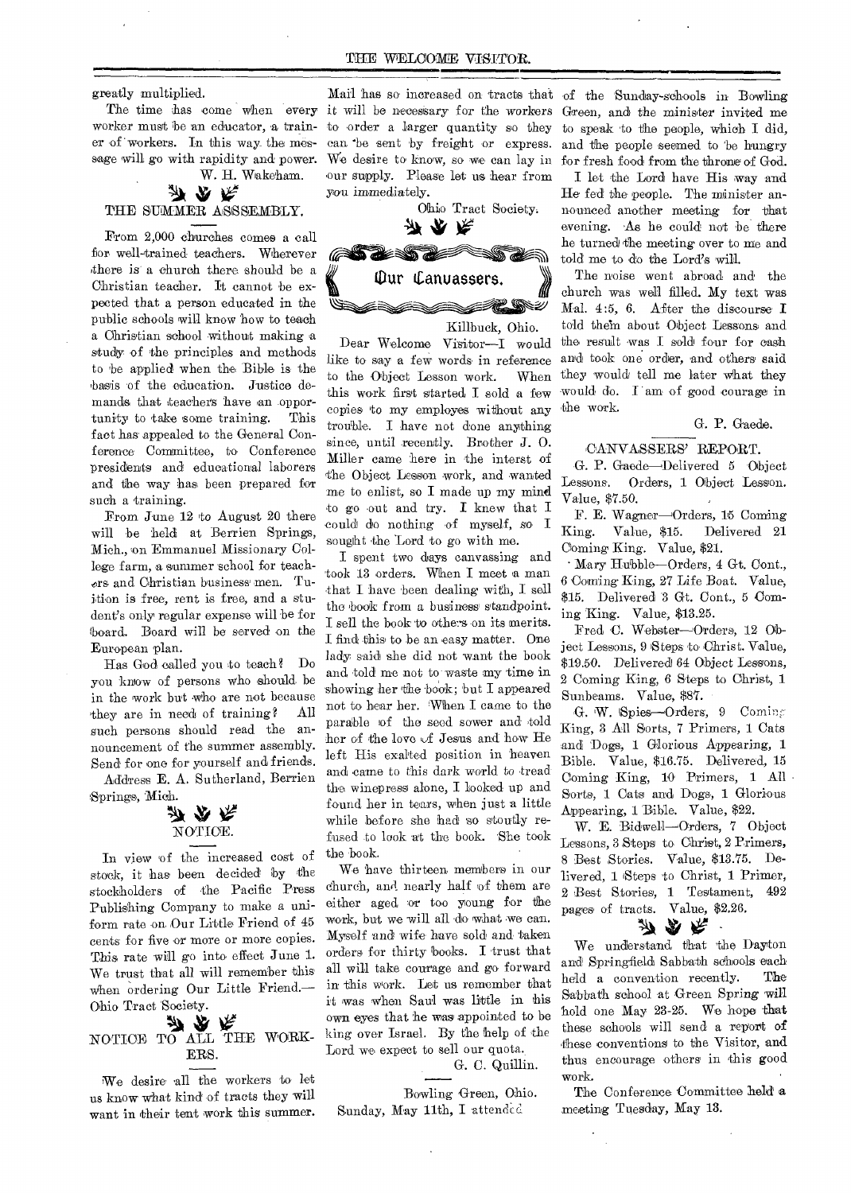greatly multiplied.

The time has come when every worker must be an educator, a trainer of workers. In this way the message will go with rapidity and power.

W. H. Wakeham.

## THE SUMMER ASSSEMBLY.

From 2,000 churches comes a call for well-trained teachers. Wherever there is a church there should be a Christian teacher. It cannot be expected that a person educated in the public schools will know how to teach a Christian school without making a study of the principles and methods to be applied when the Bible is the basis of the education. Justice demands that teachers have an opportunity to take some training. This fact has appealed to the General Conference Committee, to Conference presidents and educational laborers and the way has been prepared for such a training.

From June 12 to August 20 there will be held at Berrien Springs, Mich., on Emmanuel Missionary College farm, a summer school for teachers and Christian business men. Tuition is free, rent is free, and a student's only regular expense will be for board. Board will be served on the European plan.

Has God called you to teach? Do you know of persons who should be in the work but who are not because they are in need of training? All such persons should read the announcement of the summer assembly. Send for one for yourself and friends.

Address E. A. Sutherland, Berrien Springs, Mich.

## NOTICE.

In view of the increased cost of stock, it has been decided by the stockholders of the Pacific Press Publishing Company to make a uniform rate on Our Little Friend of 45 cents for five or more or more copies. This rate will go into effect June 1. We trust that all will remember this when ordering Our Little Friend.—Ohio Tract Society.

## NOTICE TO ALL THE WORKERS.

We desire all the workers to let us know what kind of tracts they will want in their tent work this summer. Mail has so increased on tracts that it will be necessary for the workers to order a larger quantity so they can be sent by freight or express. We desire to know, so we can lay in our supply. Please let us hear from you immediately.

Ohio Tract Society.

## Our Canvassers.

Killbuck, Ohio.

Dear Welcome Visitor—I would like to say a few words in reference to the Object Lesson work. When this work first started I sold a few copies to my employes without any trouble. I have not done anything since, until recently. Brother J. O. Miller came here in the interst of the Object Lesson work, and wanted me to enlist, so I made up my mind to go out and try. I knew that I could do nothing of myself, so I sought the Lord to go with me.

I spent two days canvassing and took 13 orders. When I meet a man that I have been dealing with, I sell the book from a business standpoint. I sell the book to others on its merits. I find this to be an easy matter. One lady said she did not want the book and told me not to waste my time in showing her the book; but I appeared not to hear her. When I came to the parable of the seed sower and told her of the love of Jesus and how He left His exalted position in heaven and came to this dark world to tread the winepress alone, I looked up and found her in tears, when just a little while before she had so stoutly refused to look at the book. She took the book.

We have thirteen members in our church, and nearly half of them are either aged or too young for the work, but we will all do what we can. Myself and wife have sold and taken orders for thirty books. I trust that all will take courage and go forward in this work. Let us remember that it was when Saul was little in his own eyes that he was appointed to be king over Israel. By the help of the Lord we expect to sell our quota.

G. C. Quillin.

Bowling Green, Ohio.

Sunday, May 11th, I attended of the Sunday-schools in Bowling Green, and the minister invited me to speak to the people, which I did, and the people seemed to be hungry for fresh food from the throne of God.

I let the Lord have His way and He fed the people. The minister announced another meeting for that evening. As he could not be there he turned the meeting over to me and told me to do the Lord's will.

The noise went abroad and the church was well filled. My text was Mal. 4:5, 6. After the discourse I told them about Object Lessons and the result was I sold four for cash and took one order, and others said they would tell me later what they would do. I am of good courage in the work.

G. P. Gaede.

## CANVASSERS' REPORT.

G. P. Gaede—Delivered 5 Object Lessons. Orders, 1 Object Lesson. Value, $7.50.

F. E. Wagner—Orders, 15 Coming King. Value, $15. Delivered 21 Coming King. Value, $21.

Mary Hubble—Orders, 4 Gt. Cont., 6 Coming King, 27 Life Boat. Value, $15. Delivered 3 Gt. Cont., 5 Coming King. Value, $13.25.

Fred C. Webster—Orders, 12 Object Lessons, 9 Steps to Christ. Value, $19.50. Delivered 64 Object Lessons, 2 Coming King, 6 Steps to Christ, 1 Sunbeams. Value, $87.

G. W. Spies—Orders, 9 Coming King, 3 All Sorts, 7 Primers, 1 Cats and Dogs, 1 Glorious Appearing, 1 Bible. Value, $16.75. Delivered, 15 Coming King, 10 Primers, 1 All Sorts, 1 Cats and Dogs, 1 Glorious Appearing, 1 Bible. Value, $22.

W. E. Bidwell—Orders, 7 Object Lessons, 3 Steps to Christ, 2 Primers, 8 Best Stories. Value, $13.75. Delivered, 1 Steps to Christ, 1 Primer, 2 Best Stories, 1 Testament, 492 pages of tracts. Value, $2.26.

We understand that the Dayton and Springfield Sabbath schools each held a convention recently. The Sabbath school at Green Spring will hold one May 23-25. We hope that these schools will send a report of these conventions to the Visitor, and thus encourage others in this good work.

The Conference Committee held a meeting Tuesday, May 13.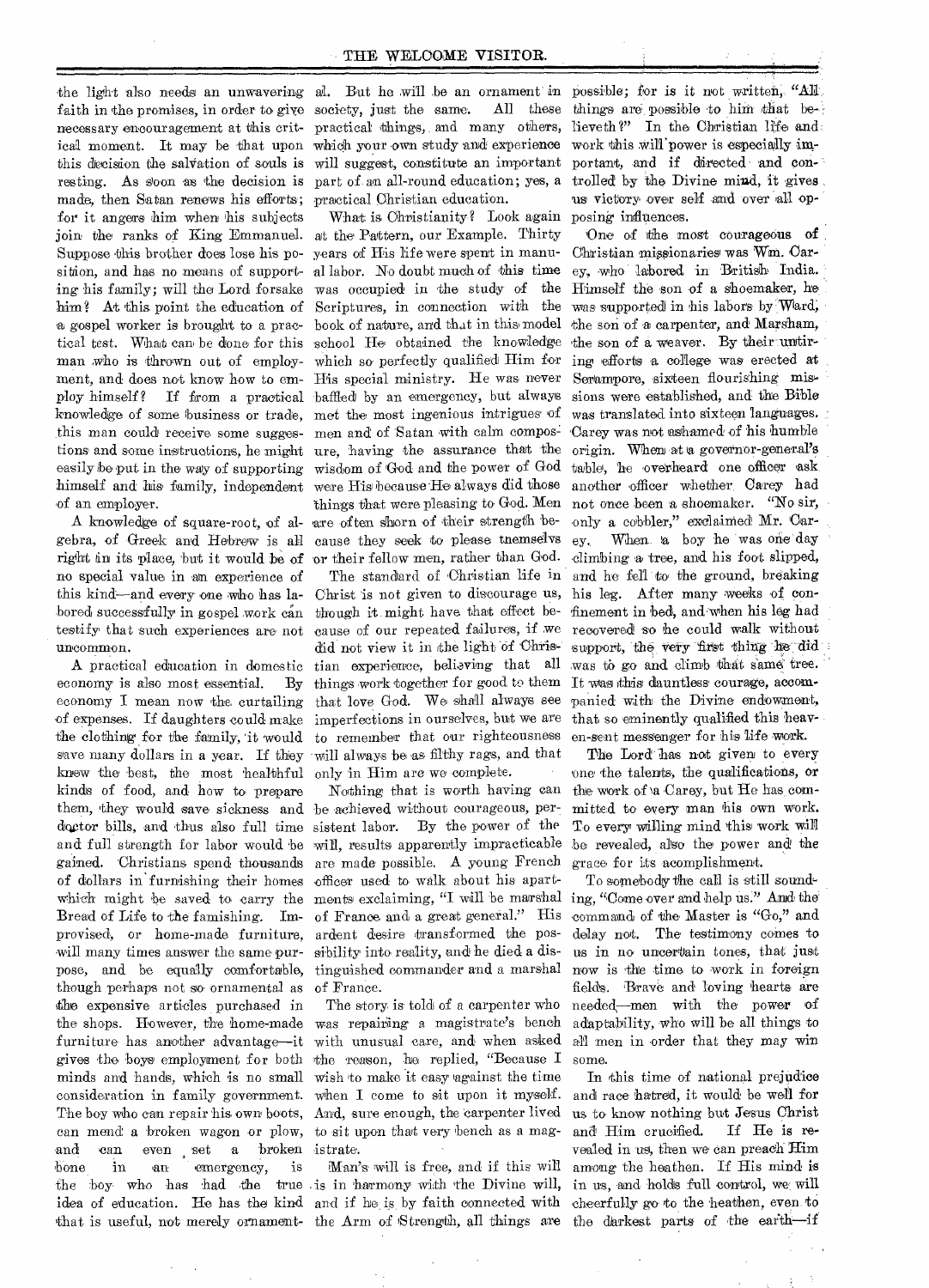the light also needs an unwavering faith in the promises, in order to give necessary encouragement at this critical moment. It may be that upon this decision the salvation of souls is resting. As soon as the decision is made, then Satan renews his efforts; for it angers him when his subjects join the ranks of King Emmanuel. Suppose this brother does lose his position, and has no means of supporting his family; will the Lord forsake him? At this point the education of a gospel worker is brought to a practical test. What can be done for this man who is thrown out of employment, and does not know how to employ himself? If from a practical knowledge of some business or trade, this man could receive some suggestions and some instructions, he might easily be put in the way of supporting himself and his family, independent of an employer.

A knowledge of square-root, of algebra, of Greek and Hebrew is all right in its place, but it would be of no special value in an experience of this kind—and every one who has labored successfully in gospel work can testify that such experiences are not uncommon.

A practical education in domestic economy is also most essential. By economy I mean now the curtailing of expenses. If daughters could make the clothing for the family, it would save many dollars in a year. If they knew the best, the most healthful kinds of food, and how to prepare them, they would save sickness and doctor bills, and thus also full time and full strength for labor would be gained. Christians spend thousands of dollars in furnishing their homes which might be saved to carry the Bread of Life to the famishing. Improvised, or home-made furniture, will many times answer the same purpose, and be equally comfortable, though perhaps not so ornamental as the expensive articles purchased in the shops. However, the home-made furniture has another advantage—it gives the boys employment for both minds and hands, which is no small consideration in family government. The boy who can repair his own boots, can mend a broken wagon or plow, and can even set a broken bone in an emergency, is the boy who has had the true idea of education. He has the kind that is useful, not merely ornamental. But he will be an ornament in society, just the same. All these practical things, and many others, which your own study and experience will suggest, constitute an important part of an all-round education; yes, a practical Christian education.

What is Christianity? Look again at the Pattern, our Example. Thirty years of His life were spent in manual labor. No doubt much of this time was occupied in the study of the Scriptures, in connection with the book of nature, and that in this model school He obtained the knowledge which so perfectly qualified Him for His special ministry. He was never baffled by an emergency, but always met the most ingenious intrigues of men and of Satan with calm composure, having the assurance that the wisdom of God and the power of God were His because He always did those things that were pleasing to God. Men are often shorn of their strength because they seek to please tnemselvs or their fellow men, rather than God.

The standard of Christian life in Christ is not given to discourage us, though it might have that effect because of our repeated failures, if we did not view it in the light of Christian experience, believing that all things work together for good to them that love God. We shall always see imperfections in ourselves, but we are to remember that our righteousness will always be as filthy rags, and that only in Him are we complete.

Nothing that is worth having can be achieved without courageous, persistent labor. By the power of the will, results apparently impracticable are made possible. A young French officer used to walk about his apartments exclaiming, "I will be marshal of France and a great general." His ardent desire transformed the possibility into reality, and he died a distinguished commander and a marshal of France.

The story is told of a carpenter who was repairing a magistrate's bench with unusual care, and when asked the reason, he replied, "Because I wish to make it easy against the time when I come to sit upon it myself. And, sure enough, the carpenter lived to sit upon that very bench as a magistrate.

Man's will is free, and if this will is in harmony with the Divine will, and if he is by faith connected with the Arm of Strength, all things are possible; for is it not written, "All things are possible to him that believeth?" In the Christian life and work this will power is especially important, and if directed and controlled by the Divine mind, it gives us victory over self and over all opposing influences.

One of the most courageous of Christian missionaries was Wm. Carey, who labored in British India. Himself the son of a shoemaker, he was supported in his labors by Ward, the son of a carpenter, and Marsham, the son of a weaver. By their untiring efforts a college was erected at Serampore, sixteen flourishing missions were established, and the Bible was translated into sixteen languages. Carey was not ashamed of his humble origin. When at a governor-general's table, he overheard one officer ask another officer whether Carey had not once been a shoemaker. "No sir, only a cobbler," exclaimed Mr. Carey. When a boy he was one day climbing a tree, and his foot slipped, and he fell to the ground, breaking his leg. After many weeks of confinement in bed, and when his leg had recovered so he could walk without support, the very first thing he did was to go and climb that same tree. It was this dauntless courage, accompanied with the Divine endowment, that so eminently qualified this heaven-sent messenger for his life work.

The Lord has not given to every one the talents, the qualifications, or the work of a Carey, but He has committed to every man his own work. To every willing mind this work will be revealed, also the power and the grace for its acomplishment.

To somebody the call is still sounding, "Come over and help us." And the command of the Master is "Go," and delay not. The testimony comes to us in no uncertain tones, that just now is the time to work in foreign fields. Brave and loving hearts are needed—men with the power of adaptability, who will be all things to all men in order that they may win some.

In this time of national prejudice and race hatred, it would be well for us to know nothing but Jesus Christ and Him crucified. If He is revealed in us, then we can preach Him among the heathen. If His mind is in us, and holds full control, we will cheerfully go to the heathen, even to the darkest parts of the earth—if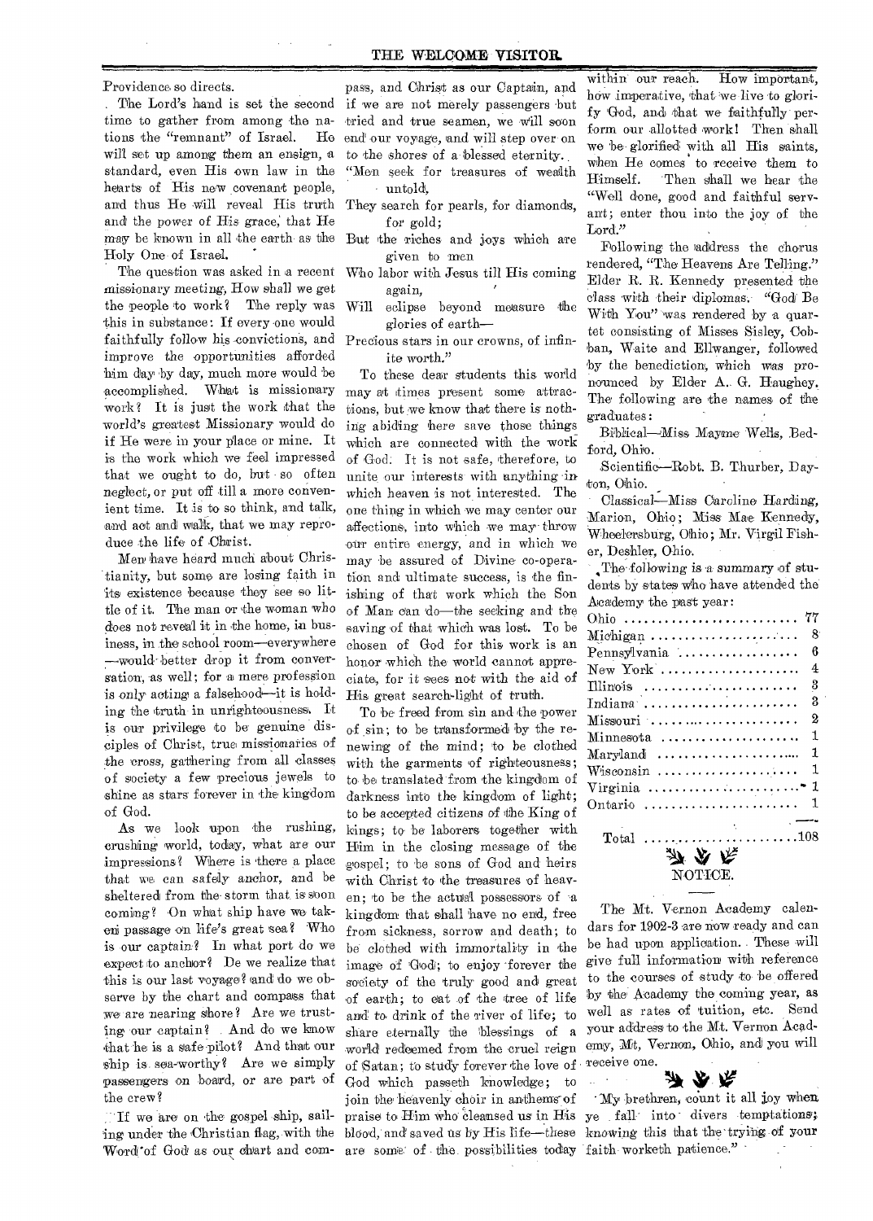Providence so directs.

The Lord's hand is set the second time to gather from among the nations the "remnant" of Israel. He will set up among them an ensign, a standard, even His own law in the hearts of His new covenant people, and thus He will reveal His truth and the power of His grace, that He may be known in all the earth as the Holy One of Israel.

The question was asked in a recent missionary meeting, How shall we get the people to work? The reply was this in substance: If every one would faithfully follow his convictions, and improve the opportunities afforded him day by day, much more would be accomplished. What is missionary work? It is just the work that the world's greatest Missionary would do if He were in your place or mine. It is the work which we feel impressed that we ought to do, but so often neglect, or put off till a more convenient time. It is to so think, and talk, and act and walk, that we may reproduce the life of Christ.

Men have heard much about Christianity, but some are losing faith in its existence because they see so little of it. The man or the woman who does not reveal it in the home, in business, in the school room—everywhere—would better drop it from conversation, as well; for a mere profession is only acting a falsehood—it is holding the truth in unrighteousness. It is our privilege to be genuine disciples of Christ, true missionaries of the cross, gathering from all classes of society a few precious jewels to shine as stars forever in the kingdom of God.

As we look upon the rushing, crushing world, today, what are our impressions? Where is there a place that we can safely anchor, and be sheltered from the storm that is soon coming? On what ship have we taken passage on life's great sea? Who is our captain? In what port do we expect to anchor? Do we realize that this is our last voyage? and do we observe by the chart and compass that we are nearing shore? Are we trusting our captain? And do we know that he is a safe pilot? And that our ship is sea-worthy? Are we simply passengers on board, or are part of the crew?

If we are on the gospel ship, sailing under the Christian flag, with the Word of God as our chart and compass, and Christ as our Captain, and if we are not merely passengers but tried and true seamen, we will soon end our voyage, and will step over on to the shores of a blessed eternity.

"Men seek for treasures of wealth untold,
They search for pearls, for diamonds, for gold;
But the riches and joys which are given to men
Who labor with Jesus till His coming again,
Will eclipse beyond measure the glories of earth—
Precious stars in our crowns, of infinite worth."

To these dear students this world may at times present some attractions, but we know that there is nothing abiding here save those things which are connected with the work of God. It is not safe, therefore, to unite our interests with anything in which heaven is not interested. The one thing in which we may center our affections, into which we may throw our entire energy, and in which we may be assured of Divine co-operation and ultimate success, is the finishing of that work which the Son of Man can do—the seeking and the saving of that which was lost. To be chosen of God for this work is an honor which the world cannot appreciate, for it sees not with the aid of His great search-light of truth.

To be freed from sin and the power of sin; to be transformed by the renewing of the mind; to be clothed with the garments of righteousness; to be translated from the kingdom of darkness into the kingdom of light; to be accepted citizens of the King of kings; to be laborers together with Him in the closing message of the gospel; to be sons of God and heirs with Christ to the treasures of heaven; to be the actual possessors of a kingdom that shall have no end, free from sickness, sorrow and death; to be clothed with immortality in the image of God; to enjoy forever the society of the truly good and great of earth; to eat of the tree of life and to drink of the river of life; to share eternally the blessings of a world redeemed from the cruel reign of Satan; to study forever the love of God which passeth knowledge; to join the heavenly choir in anthems of praise to Him who cleansed us in His blood, and saved us by His life—these are some of the possibilities today within our reach. How important, how imperative, that we live to glorify God, and that we faithfully perform our allotted work! Then shall we be glorified with all His saints, when He comes to receive them to Himself. Then shall we hear the "Well done, good and faithful servant; enter thou into the joy of the Lord."

Following the address the chorus rendered, "The Heavens Are Telling." Elder R. R. Kennedy presented the class with their diplomas. "God Be With You" was rendered by a quartet consisting of Misses Sisley, Cobban, Waite and Ellwanger, followed by the benediction, which was pronounced by Elder A. G. Haughey. The following are the names of the graduates:

Biblical—Miss Mayme Wells, Bedford, Ohio.

Scientific—Robt. B. Thurber, Dayton, Ohio.

Classical—Miss Caroline Harding, Marion, Ohio; Miss Mae Kennedy, Wheelersburg, Ohio; Mr. Virgil Fisher, Deshler, Ohio.

The following is a summary of students by states who have attended the Academy the past year:

| | |
|---|---|
| Ohio | 77 |
| Michigan | 8 |
| Pennsylvania | 6 |
| New York | 4 |
| Illinois | 3 |
| Indiana | 3 |
| Missouri | 2 |
| Minnesota | 1 |
| Maryland | 1 |
| Wisconsin | 1 |
| Virginia | 1 |
| Ontario | 1 |
| Total | 108 |

## NOTICE.

The Mt. Vernon Academy calendars for 1902-3 are now ready and can be had upon application. These will give full information with reference to the courses of study to be offered by the Academy the coming year, as well as rates of tuition, etc. Send your address to the Mt. Vernon Academy, Mt, Vernon, Ohio, and you will receive one.

"My brethren, count it all joy when ye fall into divers temptations; knowing this that the trying of your faith worketh patience."